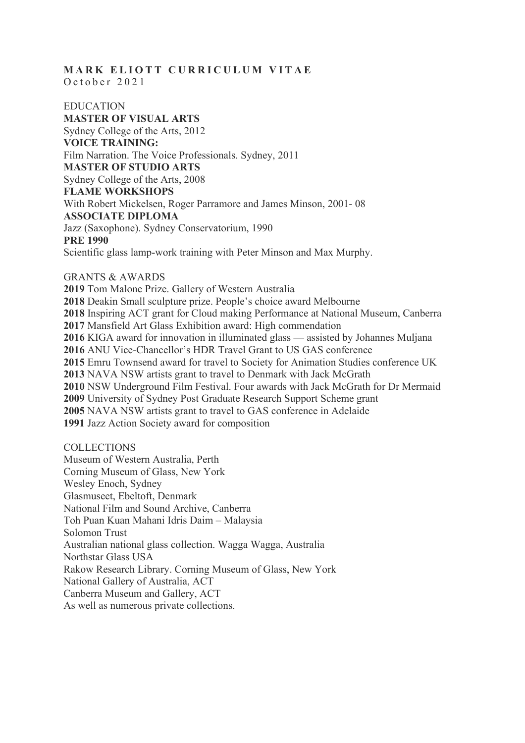# MARK ELIOTT CURRICULUM VITAE

October 2021

## EDUCATION

**MASTER OF VISUAL ARTS**
Sydney College of the Arts, 2012

**VOICE TRAINING:**
Film Narration. The Voice Professionals. Sydney, 2011

**MASTER OF STUDIO ARTS**
Sydney College of the Arts, 2008

**FLAME WORKSHOPS**
With Robert Mickelsen, Roger Parramore and James Minson, 2001- 08

**ASSOCIATE DIPLOMA**
Jazz (Saxophone). Sydney Conservatorium, 1990

**PRE 1990**
Scientific glass lamp-work training with Peter Minson and Max Murphy.

## GRANTS & AWARDS

**2019** Tom Malone Prize. Gallery of Western Australia
**2018** Deakin Small sculpture prize. People's choice award Melbourne
**2018** Inspiring ACT grant for Cloud making Performance at National Museum, Canberra
**2017** Mansfield Art Glass Exhibition award: High commendation
**2016** KIGA award for innovation in illuminated glass — assisted by Johannes Muljana
**2016** ANU Vice-Chancellor's HDR Travel Grant to US GAS conference
**2015** Emru Townsend award for travel to Society for Animation Studies conference UK
**2013** NAVA NSW artists grant to travel to Denmark with Jack McGrath
**2010** NSW Underground Film Festival. Four awards with Jack McGrath for Dr Mermaid
**2009** University of Sydney Post Graduate Research Support Scheme grant
**2005** NAVA NSW artists grant to travel to GAS conference in Adelaide
**1991** Jazz Action Society award for composition

## COLLECTIONS

Museum of Western Australia, Perth
Corning Museum of Glass, New York
Wesley Enoch, Sydney
Glasmuseet, Ebeltoft, Denmark
National Film and Sound Archive, Canberra
Toh Puan Kuan Mahani Idris Daim – Malaysia
Solomon Trust
Australian national glass collection. Wagga Wagga, Australia
Northstar Glass USA
Rakow Research Library. Corning Museum of Glass, New York
National Gallery of Australia, ACT
Canberra Museum and Gallery, ACT
As well as numerous private collections.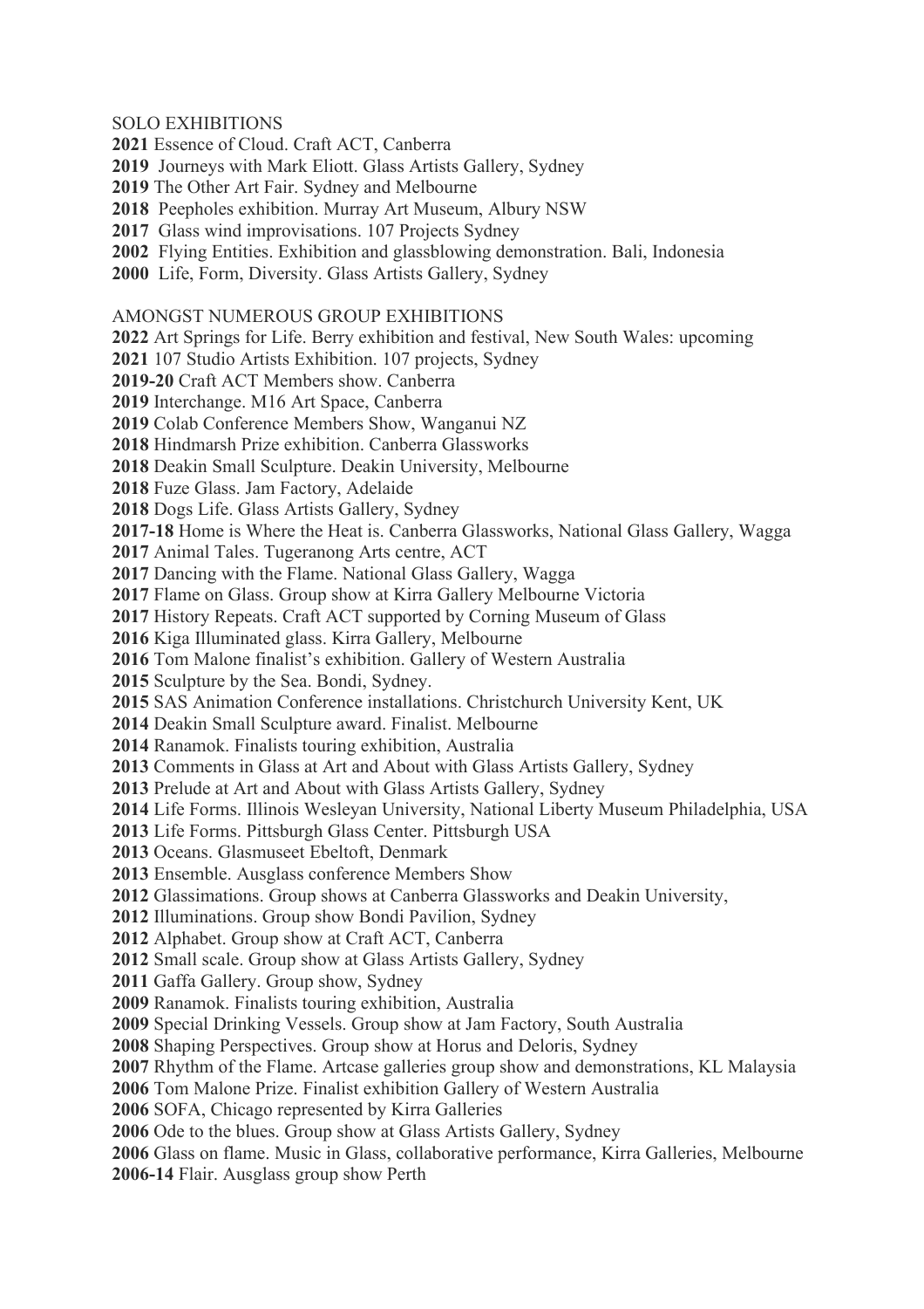SOLO EXHIBITIONS

**2021** Essence of Cloud. Craft ACT, Canberra
**2019** Journeys with Mark Eliott. Glass Artists Gallery, Sydney
**2019** The Other Art Fair. Sydney and Melbourne
**2018** Peepholes exhibition. Murray Art Museum, Albury NSW
**2017** Glass wind improvisations. 107 Projects Sydney
**2002** Flying Entities. Exhibition and glassblowing demonstration. Bali, Indonesia
**2000** Life, Form, Diversity. Glass Artists Gallery, Sydney

AMONGST NUMEROUS GROUP EXHIBITIONS

**2022** Art Springs for Life. Berry exhibition and festival, New South Wales: upcoming
**2021** 107 Studio Artists Exhibition. 107 projects, Sydney
**2019-20** Craft ACT Members show. Canberra
**2019** Interchange. M16 Art Space, Canberra
**2019** Colab Conference Members Show, Wanganui NZ
**2018** Hindmarsh Prize exhibition. Canberra Glassworks
**2018** Deakin Small Sculpture. Deakin University, Melbourne
**2018** Fuze Glass. Jam Factory, Adelaide
**2018** Dogs Life. Glass Artists Gallery, Sydney
**2017-18** Home is Where the Heat is. Canberra Glassworks, National Glass Gallery, Wagga
**2017** Animal Tales. Tugeranong Arts centre, ACT
**2017** Dancing with the Flame. National Glass Gallery, Wagga
**2017** Flame on Glass. Group show at Kirra Gallery Melbourne Victoria
**2017** History Repeats. Craft ACT supported by Corning Museum of Glass
**2016** Kiga Illuminated glass. Kirra Gallery, Melbourne
**2016** Tom Malone finalist's exhibition. Gallery of Western Australia
**2015** Sculpture by the Sea. Bondi, Sydney.
**2015** SAS Animation Conference installations. Christchurch University Kent, UK
**2014** Deakin Small Sculpture award. Finalist. Melbourne
**2014** Ranamok. Finalists touring exhibition, Australia
**2013** Comments in Glass at Art and About with Glass Artists Gallery, Sydney
**2013** Prelude at Art and About with Glass Artists Gallery, Sydney
**2014** Life Forms. Illinois Wesleyan University, National Liberty Museum Philadelphia, USA
**2013** Life Forms. Pittsburgh Glass Center. Pittsburgh USA
**2013** Oceans. Glasmuseet Ebeltoft, Denmark
**2013** Ensemble. Ausglass conference Members Show
**2012** Glassimations. Group shows at Canberra Glassworks and Deakin University,
**2012** Illuminations. Group show Bondi Pavilion, Sydney
**2012** Alphabet. Group show at Craft ACT, Canberra
**2012** Small scale. Group show at Glass Artists Gallery, Sydney
**2011** Gaffa Gallery. Group show, Sydney
**2009** Ranamok. Finalists touring exhibition, Australia
**2009** Special Drinking Vessels. Group show at Jam Factory, South Australia
**2008** Shaping Perspectives. Group show at Horus and Deloris, Sydney
**2007** Rhythm of the Flame. Artcase galleries group show and demonstrations, KL Malaysia
**2006** Tom Malone Prize. Finalist exhibition Gallery of Western Australia
**2006** SOFA, Chicago represented by Kirra Galleries
**2006** Ode to the blues. Group show at Glass Artists Gallery, Sydney
**2006** Glass on flame. Music in Glass, collaborative performance, Kirra Galleries, Melbourne
**2006-14** Flair. Ausglass group show Perth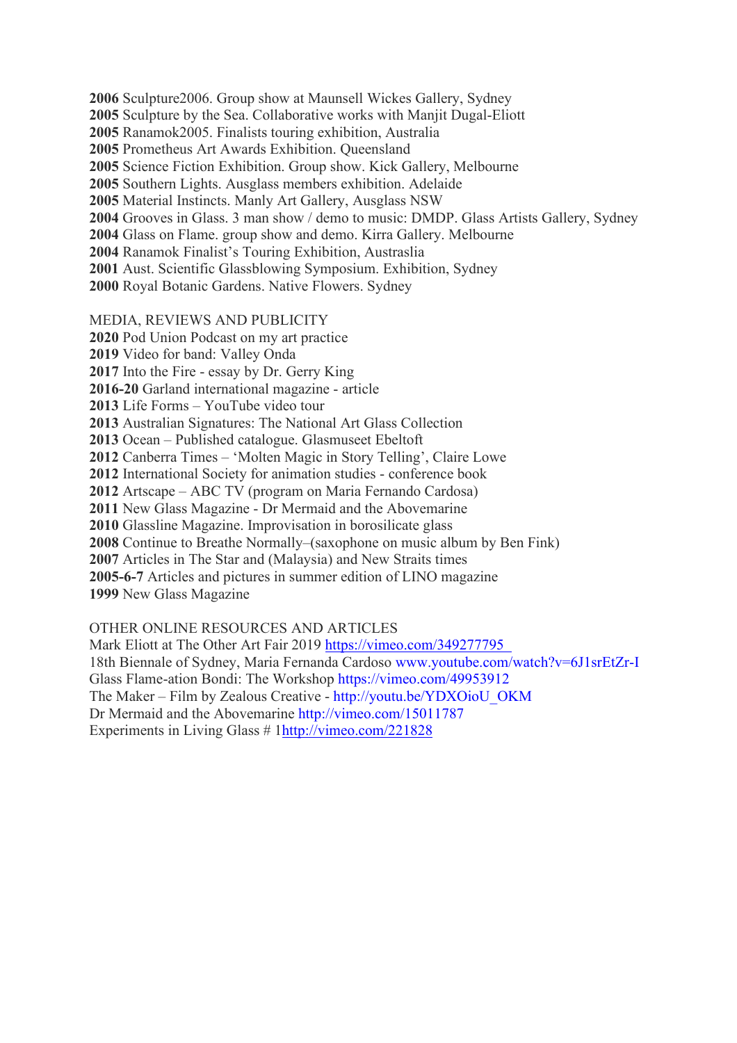**2006** Sculpture2006. Group show at Maunsell Wickes Gallery, Sydney
**2005** Sculpture by the Sea. Collaborative works with Manjit Dugal-Eliott
**2005** Ranamok2005. Finalists touring exhibition, Australia
**2005** Prometheus Art Awards Exhibition. Queensland
**2005** Science Fiction Exhibition. Group show. Kick Gallery, Melbourne
**2005** Southern Lights. Ausglass members exhibition. Adelaide
**2005** Material Instincts. Manly Art Gallery, Ausglass NSW
**2004** Grooves in Glass. 3 man show / demo to music: DMDP. Glass Artists Gallery, Sydney
**2004** Glass on Flame. group show and demo. Kirra Gallery. Melbourne
**2004** Ranamok Finalist's Touring Exhibition, Austraslia
**2001** Aust. Scientific Glassblowing Symposium. Exhibition, Sydney
**2000** Royal Botanic Gardens. Native Flowers. Sydney

MEDIA, REVIEWS AND PUBLICITY

**2020** Pod Union Podcast on my art practice
**2019** Video for band: Valley Onda
**2017** Into the Fire - essay by Dr. Gerry King
**2016-20** Garland international magazine - article
**2013** Life Forms – YouTube video tour
**2013** Australian Signatures: The National Art Glass Collection
**2013** Ocean – Published catalogue. Glasmuseet Ebeltoft
**2012** Canberra Times – 'Molten Magic in Story Telling', Claire Lowe
**2012** International Society for animation studies - conference book
**2012** Artscape – ABC TV (program on Maria Fernando Cardosa)
**2011** New Glass Magazine - Dr Mermaid and the Abovemarine
**2010** Glassline Magazine. Improvisation in borosilicate glass
**2008** Continue to Breathe Normally–(saxophone on music album by Ben Fink)
**2007** Articles in The Star and (Malaysia) and New Straits times
**2005-6-7** Articles and pictures in summer edition of LINO magazine
**1999** New Glass Magazine

OTHER ONLINE RESOURCES AND ARTICLES

Mark Eliott at The Other Art Fair 2019 https://vimeo.com/349277795
18th Biennale of Sydney, Maria Fernanda Cardoso www.youtube.com/watch?v=6J1srEtZr-I
Glass Flame-ation Bondi: The Workshop https://vimeo.com/49953912
The Maker – Film by Zealous Creative - http://youtu.be/YDXOioU_OKM
Dr Mermaid and the Abovemarine http://vimeo.com/15011787
Experiments in Living Glass # 1http://vimeo.com/221828